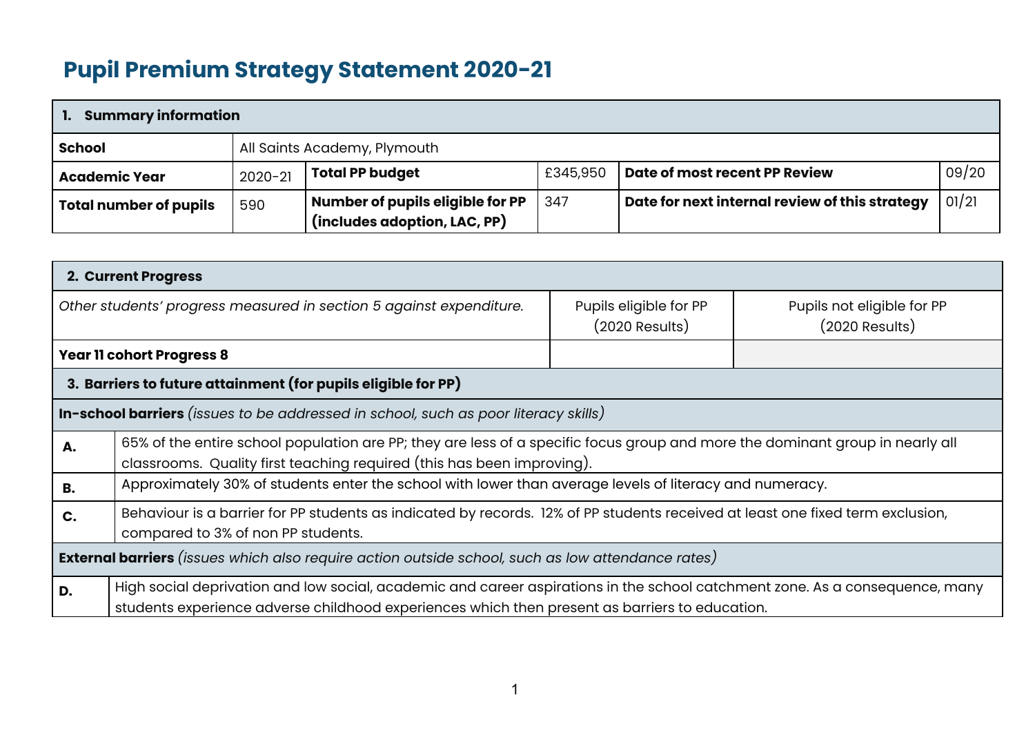# Pupil Premium Strategy Statement 2020-21

| **1. Summary information** | | | | | |
|---|---|---|---|---|---|
| **School** | All Saints Academy, Plymouth | | | | |
| **Academic Year** | 2020-21 | **Total PP budget** | £345,950 | **Date of most recent PP Review** | 09/20 |
| **Total number of pupils** | 590 | **Number of pupils eligible for PP (includes adoption, LAC, PP)** | 347 | **Date for next internal review of this strategy** | 01/21 |

| **2. Current Progress** | | |
|---|---|---|
| *Other students' progress measured in section 5 against expenditure.* | Pupils eligible for PP (2020 Results) | Pupils not eligible for PP (2020 Results) |
| **Year 11 cohort Progress 8** | | |

| **3. Barriers to future attainment (for pupils eligible for PP)** | |
|---|---|
| **In-school barriers** *(issues to be addressed in school, such as poor literacy skills)* | |
| **A.** | 65% of the entire school population are PP; they are less of a specific focus group and more the dominant group in nearly all classrooms. Quality first teaching required (this has been improving). |
| **B.** | Approximately 30% of students enter the school with lower than average levels of literacy and numeracy. |
| **C.** | Behaviour is a barrier for PP students as indicated by records. 12% of PP students received at least one fixed term exclusion, compared to 3% of non PP students. |
| **External barriers** *(issues which also require action outside school, such as low attendance rates)* | |
| **D.** | High social deprivation and low social, academic and career aspirations in the school catchment zone. As a consequence, many students experience adverse childhood experiences which then present as barriers to education. |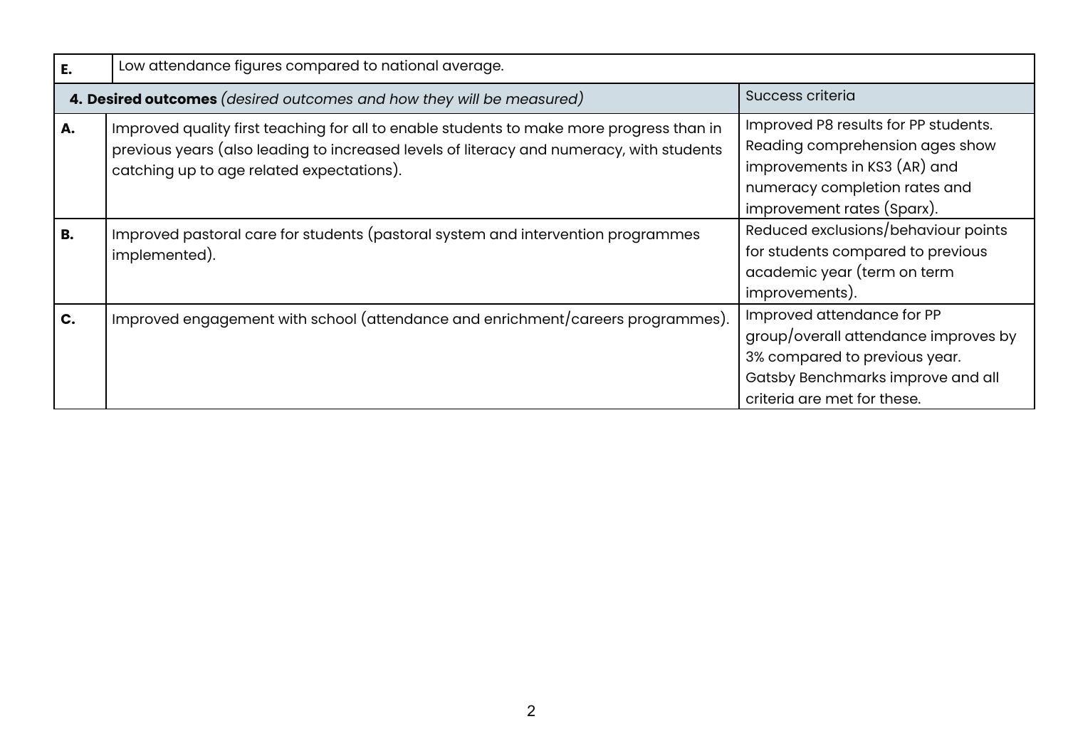| | | |
|---|---|---|
| **E.** | Low attendance figures compared to national average. | |
| **4. Desired outcomes** *(desired outcomes and how they will be measured)* | | Success criteria |
| **A.** | Improved quality first teaching for all to enable students to make more progress than in previous years (also leading to increased levels of literacy and numeracy, with students catching up to age related expectations). | Improved P8 results for PP students. Reading comprehension ages show improvements in KS3 (AR) and numeracy completion rates and improvement rates (Sparx). |
| **B.** | Improved pastoral care for students (pastoral system and intervention programmes implemented). | Reduced exclusions/behaviour points for students compared to previous academic year (term on term improvements). |
| **C.** | Improved engagement with school (attendance and enrichment/careers programmes). | Improved attendance for PP group/overall attendance improves by 3% compared to previous year. Gatsby Benchmarks improve and all criteria are met for these. |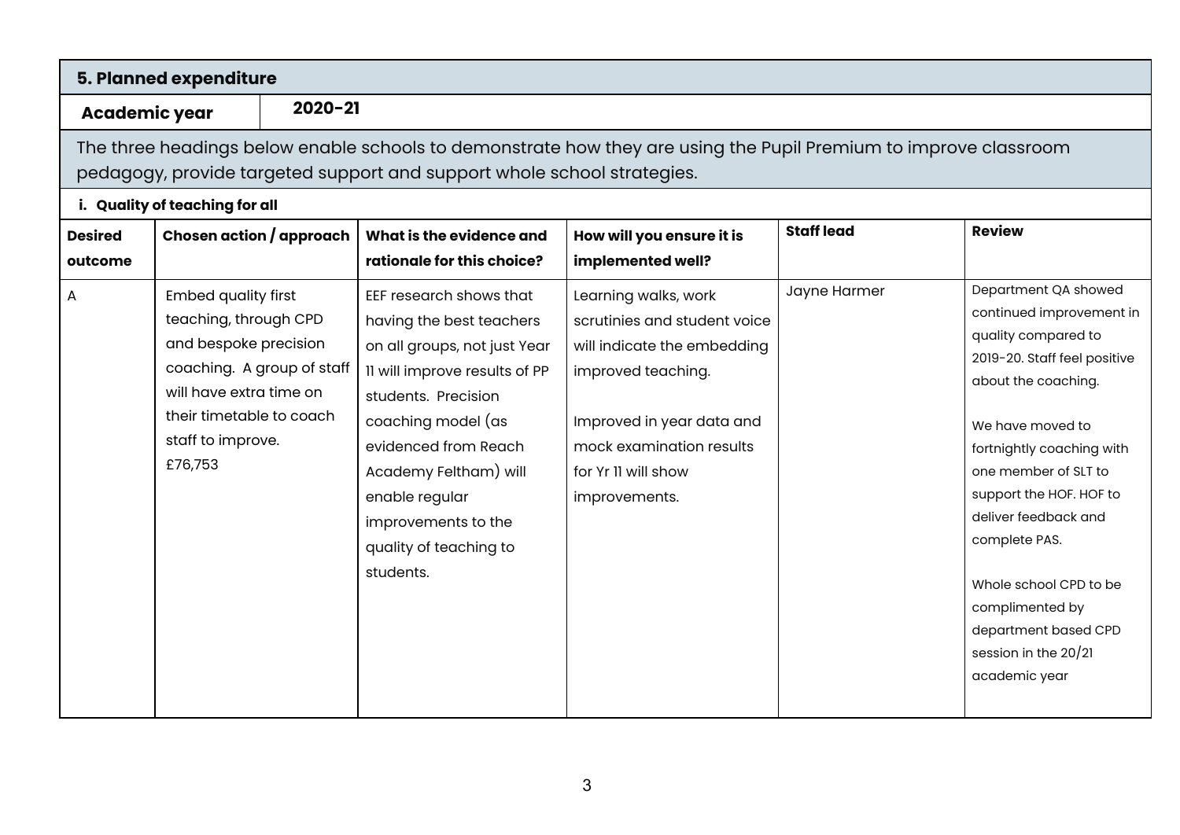## 5. Planned expenditure

| Academic year | 2020-21 |
|---|---|

The three headings below enable schools to demonstrate how they are using the Pupil Premium to improve classroom pedagogy, provide targeted support and support whole school strategies.

### i. Quality of teaching for all

| Desired outcome | Chosen action / approach | What is the evidence and rationale for this choice? | How will you ensure it is implemented well? | Staff lead | Review |
|---|---|---|---|---|---|
| A | Embed quality first teaching, through CPD and bespoke precision coaching. A group of staff will have extra time on their timetable to coach staff to improve.<br>£76,753 | EEF research shows that having the best teachers on all groups, not just Year 11 will improve results of PP students. Precision coaching model (as evidenced from Reach Academy Feltham) will enable regular improvements to the quality of teaching to students. | Learning walks, work scrutinies and student voice will indicate the embedding improved teaching.<br><br>Improved in year data and mock examination results for Yr 11 will show improvements. | Jayne Harmer | Department QA showed continued improvement in quality compared to 2019-20. Staff feel positive about the coaching.<br><br>We have moved to fortnightly coaching with one member of SLT to support the HOF. HOF to deliver feedback and complete PAS.<br><br>Whole school CPD to be complimented by department based CPD session in the 20/21 academic year |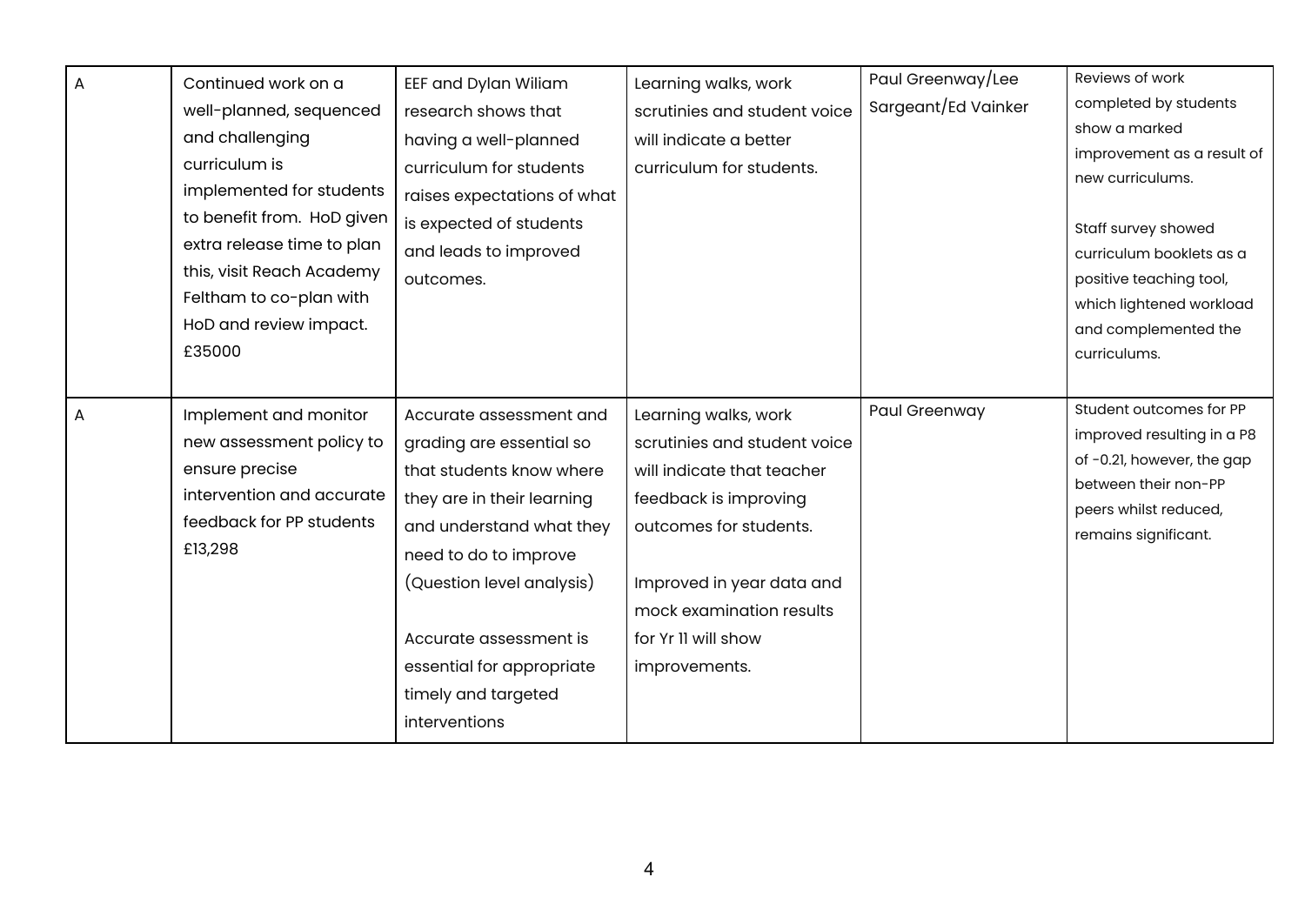| | | | | | |
|---|---|---|---|---|---|
| A | Continued work on a well-planned, sequenced and challenging curriculum is implemented for students to benefit from. HoD given extra release time to plan this, visit Reach Academy Feltham to co-plan with HoD and review impact. £35000 | EEF and Dylan Wiliam research shows that having a well-planned curriculum for students raises expectations of what is expected of students and leads to improved outcomes. | Learning walks, work scrutinies and student voice will indicate a better curriculum for students. | Paul Greenway/Lee Sargeant/Ed Vainker | Reviews of work completed by students show a marked improvement as a result of new curriculums.<br><br>Staff survey showed curriculum booklets as a positive teaching tool, which lightened workload and complemented the curriculums. |
| A | Implement and monitor new assessment policy to ensure precise intervention and accurate feedback for PP students £13,298 | Accurate assessment and grading are essential so that students know where they are in their learning and understand what they need to do to improve (Question level analysis)<br><br>Accurate assessment is essential for appropriate timely and targeted interventions | Learning walks, work scrutinies and student voice will indicate that teacher feedback is improving outcomes for students.<br><br>Improved in year data and mock examination results for Yr 11 will show improvements. | Paul Greenway | Student outcomes for PP improved resulting in a P8 of -0.21, however, the gap between their non-PP peers whilst reduced, remains significant. |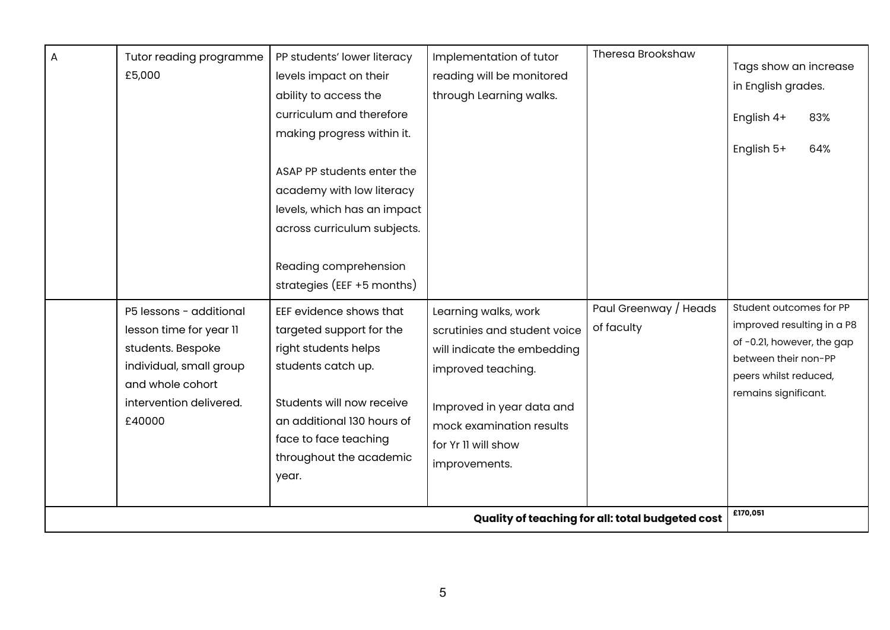| | | | | | |
|---|---|---|---|---|---|
| A | Tutor reading programme £5,000 | PP students' lower literacy levels impact on their ability to access the curriculum and therefore making progress within it.<br><br>ASAP PP students enter the academy with low literacy levels, which has an impact across curriculum subjects.<br><br>Reading comprehension strategies (EEF +5 months) | Implementation of tutor reading will be monitored through Learning walks. | Theresa Brookshaw | Tags show an increase in English grades.<br><br>English 4+ 83%<br><br>English 5+ 64% |
| | P5 lessons - additional lesson time for year 11 students. Bespoke individual, small group and whole cohort intervention delivered. £40000 | EEF evidence shows that targeted support for the right students helps students catch up.<br><br>Students will now receive an additional 130 hours of face to face teaching throughout the academic year. | Learning walks, work scrutinies and student voice will indicate the embedding improved teaching.<br><br>Improved in year data and mock examination results for Yr 11 will show improvements. | Paul Greenway / Heads of faculty | Student outcomes for PP improved resulting in a P8 of -0.21, however, the gap between their non-PP peers whilst reduced, remains significant. |
| | | | | **Quality of teaching for all: total budgeted cost** | **£170,051** |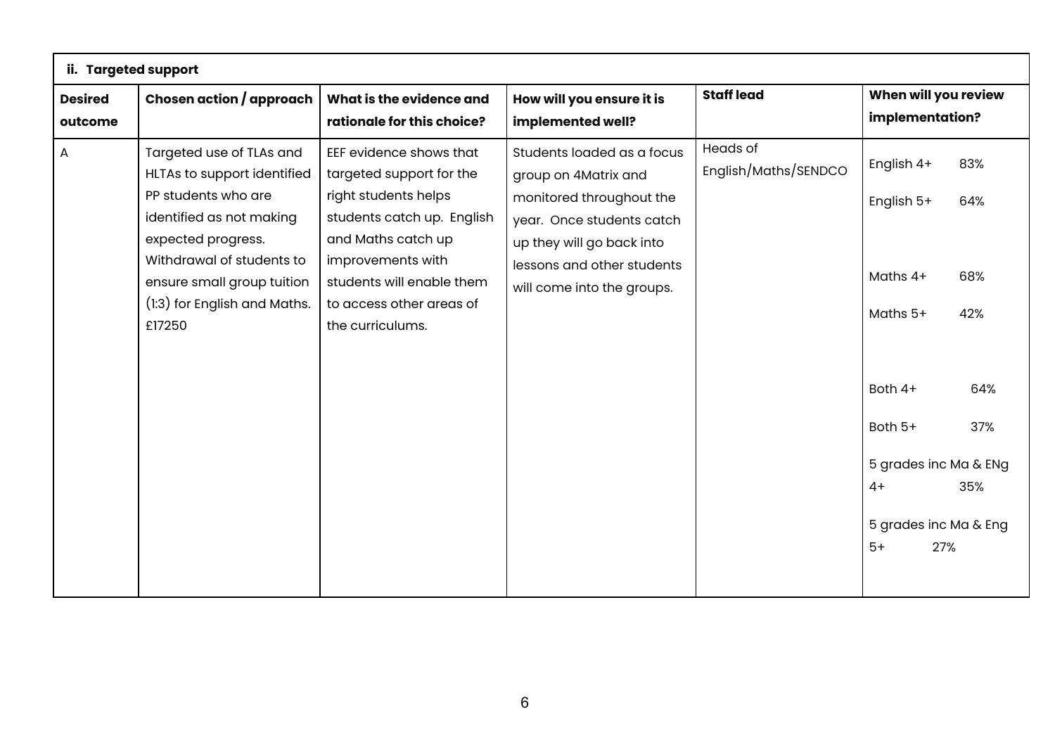| ii. Targeted support | | | | | |
|---|---|---|---|---|---|
| **Desired outcome** | **Chosen action / approach** | **What is the evidence and rationale for this choice?** | **How will you ensure it is implemented well?** | **Staff lead** | **When will you review implementation?** |
| A | Targeted use of TLAs and HLTAs to support identified PP students who are identified as not making expected progress. Withdrawal of students to ensure small group tuition (1:3) for English and Maths. £17250 | EEF evidence shows that targeted support for the right students helps students catch up. English and Maths catch up improvements with students will enable them to access other areas of the curriculums. | Students loaded as a focus group on 4Matrix and monitored throughout the year. Once students catch up they will go back into lessons and other students will come into the groups. | Heads of English/Maths/SENDCO | English 4+ 83%<br>English 5+ 64%<br>Maths 4+ 68%<br>Maths 5+ 42%<br>Both 4+ 64%<br>Both 5+ 37%<br>5 grades inc Ma & ENg 4+ 35%<br>5 grades inc Ma & Eng 5+ 27% |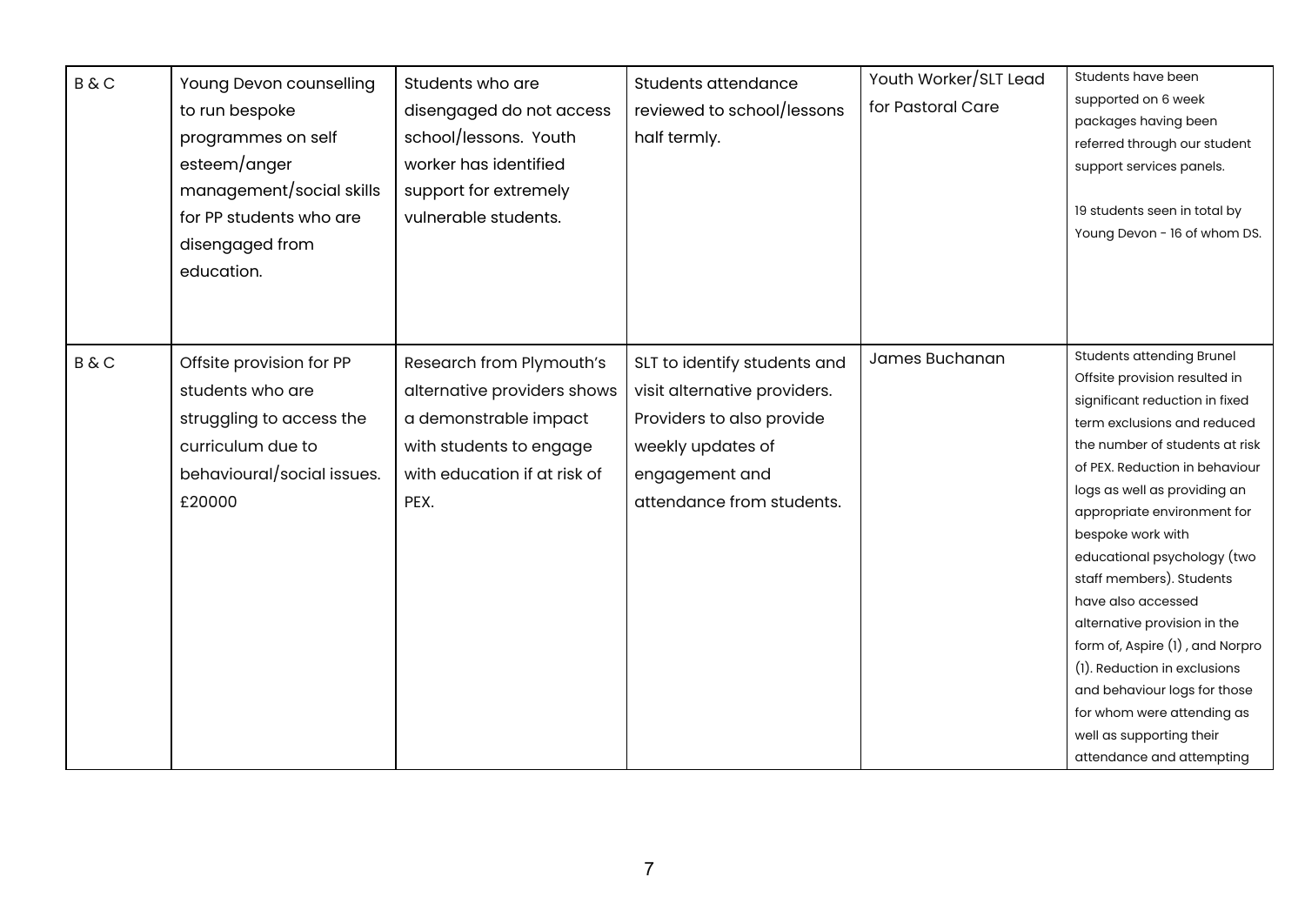| | | | | | |
|---|---|---|---|---|---|
| B & C | Young Devon counselling to run bespoke programmes on self esteem/anger management/social skills for PP students who are disengaged from education. | Students who are disengaged do not access school/lessons. Youth worker has identified support for extremely vulnerable students. | Students attendance reviewed to school/lessons half termly. | Youth Worker/SLT Lead for Pastoral Care | Students have been supported on 6 week packages having been referred through our student support services panels.<br><br>19 students seen in total by Young Devon - 16 of whom DS. |
| B & C | Offsite provision for PP students who are struggling to access the curriculum due to behavioural/social issues. £20000 | Research from Plymouth's alternative providers shows a demonstrable impact with students to engage with education if at risk of PEX. | SLT to identify students and visit alternative providers. Providers to also provide weekly updates of engagement and attendance from students. | James Buchanan | Students attending Brunel Offsite provision resulted in significant reduction in fixed term exclusions and reduced the number of students at risk of PEX. Reduction in behaviour logs as well as providing an appropriate environment for bespoke work with educational psychology (two staff members). Students have also accessed alternative provision in the form of, Aspire (1) , and Norpro (1). Reduction in exclusions and behaviour logs for those for whom were attending as well as supporting their attendance and attempting |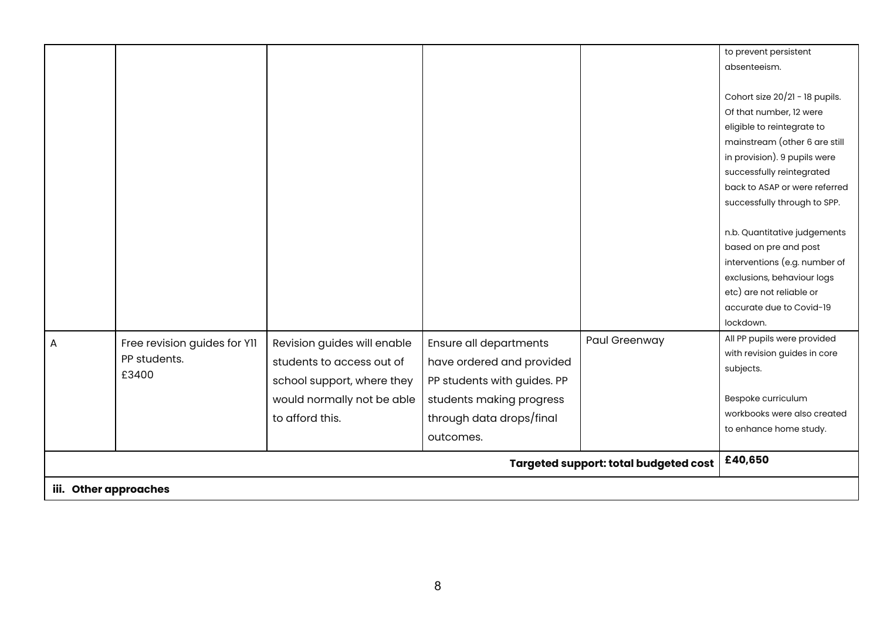| | | | | | |
|---|---|---|---|---|---|
| | | | | | to prevent persistent absenteeism.<br><br>Cohort size 20/21 - 18 pupils. Of that number, 12 were eligible to reintegrate to mainstream (other 6 are still in provision). 9 pupils were successfully reintegrated back to ASAP or were referred successfully through to SPP.<br><br>n.b. Quantitative judgements based on pre and post interventions (e.g. number of exclusions, behaviour logs etc) are not reliable or accurate due to Covid-19 lockdown. |
| A | Free revision guides for Y11 PP students.<br>£3400 | Revision guides will enable students to access out of school support, where they would normally not be able to afford this. | Ensure all departments have ordered and provided PP students with guides. PP students making progress through data drops/final outcomes. | Paul Greenway | All PP pupils were provided with revision guides in core subjects.<br><br>Bespoke curriculum workbooks were also created to enhance home study. |
| | | | | **Targeted support: total budgeted cost** | **£40,650** |
| **iii. Other approaches** | | | | | |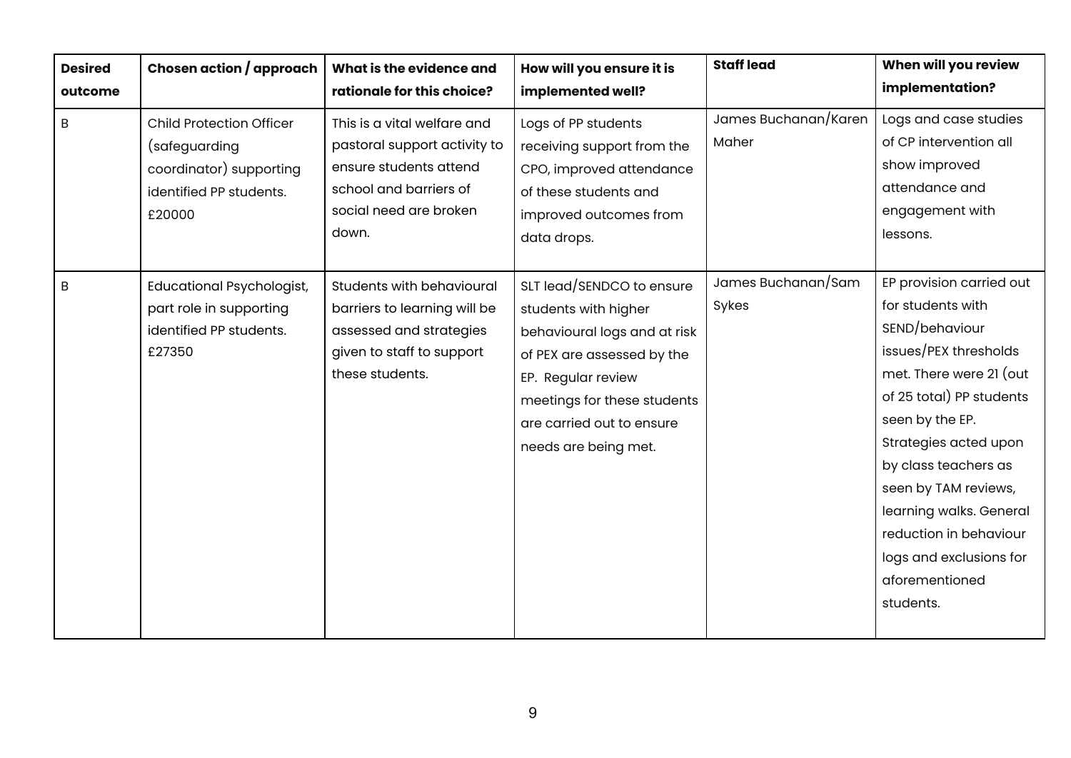| Desired outcome | Chosen action / approach | What is the evidence and rationale for this choice? | How will you ensure it is implemented well? | Staff lead | When will you review implementation? |
|---|---|---|---|---|---|
| B | Child Protection Officer (safeguarding coordinator) supporting identified PP students. £20000 | This is a vital welfare and pastoral support activity to ensure students attend school and barriers of social need are broken down. | Logs of PP students receiving support from the CPO, improved attendance of these students and improved outcomes from data drops. | James Buchanan/Karen Maher | Logs and case studies of CP intervention all show improved attendance and engagement with lessons. |
| B | Educational Psychologist, part role in supporting identified PP students. £27350 | Students with behavioural barriers to learning will be assessed and strategies given to staff to support these students. | SLT lead/SENDCO to ensure students with higher behavioural logs and at risk of PEX are assessed by the EP. Regular review meetings for these students are carried out to ensure needs are being met. | James Buchanan/Sam Sykes | EP provision carried out for students with SEND/behaviour issues/PEX thresholds met. There were 21 (out of 25 total) PP students seen by the EP. Strategies acted upon by class teachers as seen by TAM reviews, learning walks. General reduction in behaviour logs and exclusions for aforementioned students. |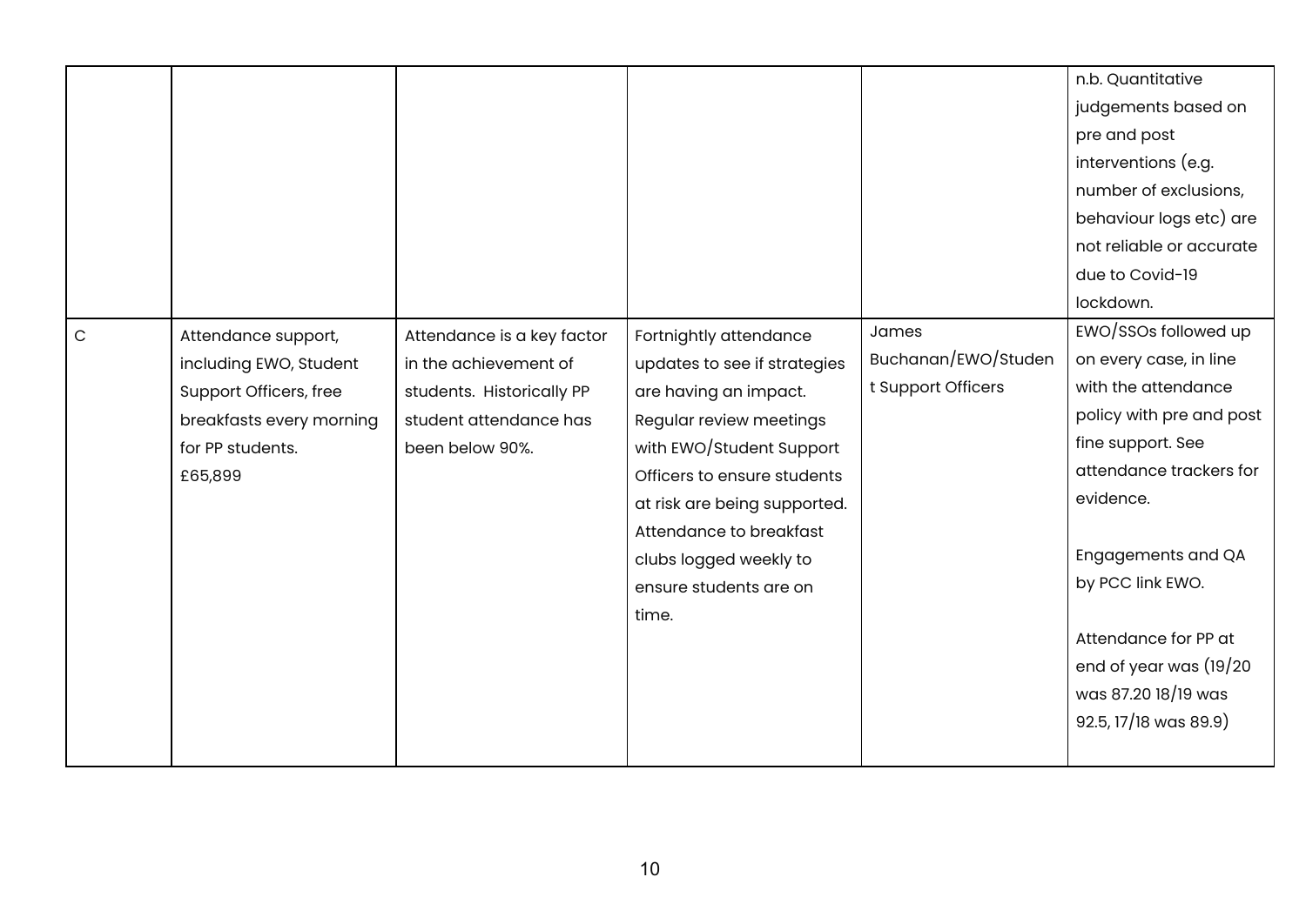| | | | | | |
|---|---|---|---|---|---|
| | | | | | n.b. Quantitative judgements based on pre and post interventions (e.g. number of exclusions, behaviour logs etc) are not reliable or accurate due to Covid-19 lockdown. |
| C | Attendance support, including EWO, Student Support Officers, free breakfasts every morning for PP students.<br>£65,899 | Attendance is a key factor in the achievement of students. Historically PP student attendance has been below 90%. | Fortnightly attendance updates to see if strategies are having an impact. Regular review meetings with EWO/Student Support Officers to ensure students at risk are being supported. Attendance to breakfast clubs logged weekly to ensure students are on time. | James Buchanan/EWO/Student Support Officers | EWO/SSOs followed up on every case, in line with the attendance policy with pre and post fine support. See attendance trackers for evidence.<br><br>Engagements and QA by PCC link EWO.<br><br>Attendance for PP at end of year was (19/20 was 87.20 18/19 was 92.5, 17/18 was 89.9) |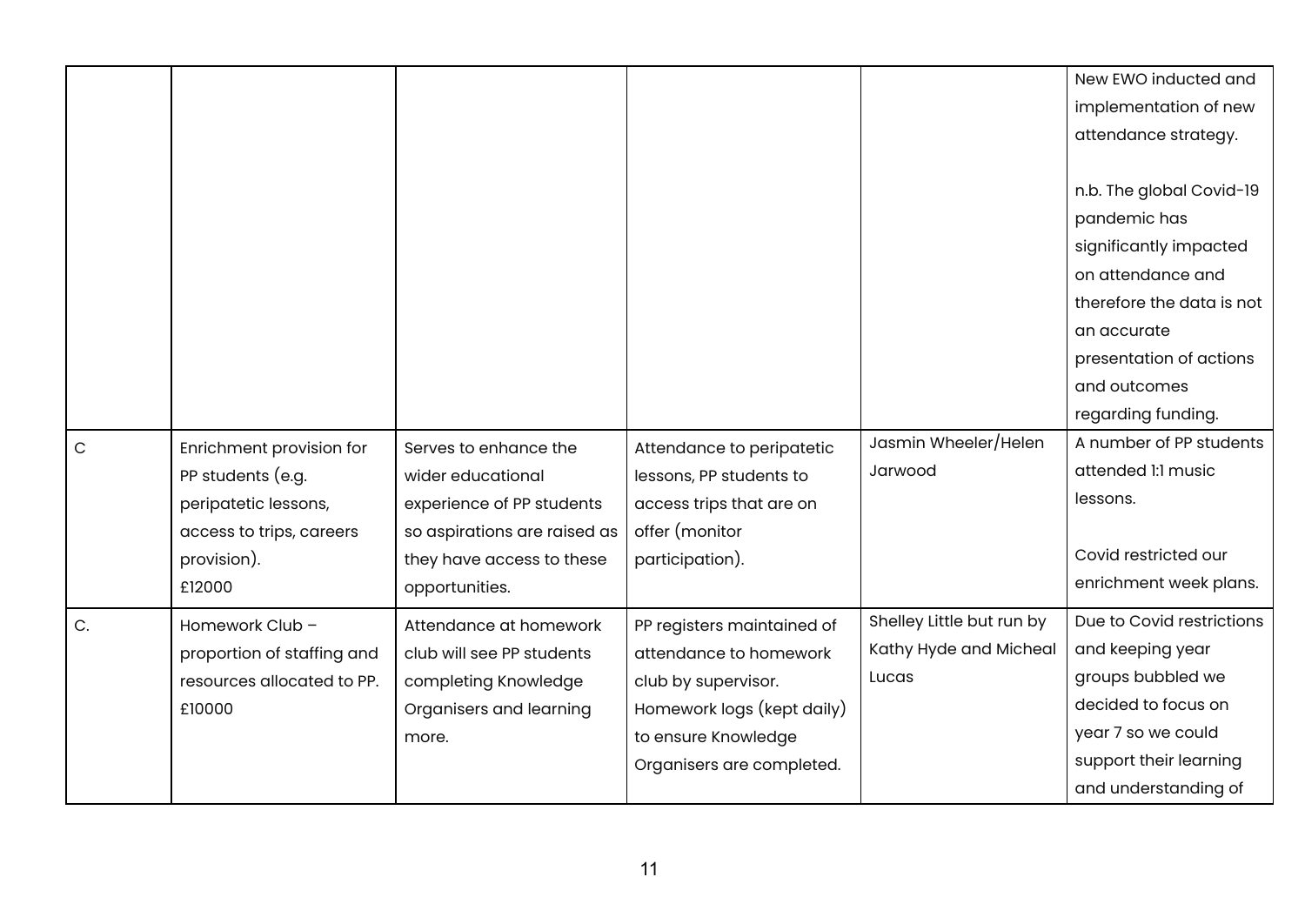| | | | | | |
|---|---|---|---|---|---|
| | | | | | New EWO inducted and implementation of new attendance strategy.<br><br>n.b. The global Covid-19 pandemic has significantly impacted on attendance and therefore the data is not an accurate presentation of actions and outcomes regarding funding. |
| C | Enrichment provision for PP students (e.g. peripatetic lessons, access to trips, careers provision).<br>£12000 | Serves to enhance the wider educational experience of PP students so aspirations are raised as they have access to these opportunities. | Attendance to peripatetic lessons, PP students to access trips that are on offer (monitor participation). | Jasmin Wheeler/Helen Jarwood | A number of PP students attended 1:1 music lessons.<br><br>Covid restricted our enrichment week plans. |
| C. | Homework Club – proportion of staffing and resources allocated to PP.<br>£10000 | Attendance at homework club will see PP students completing Knowledge Organisers and learning more. | PP registers maintained of attendance to homework club by supervisor. Homework logs (kept daily) to ensure Knowledge Organisers are completed. | Shelley Little but run by Kathy Hyde and Micheal Lucas | Due to Covid restrictions and keeping year groups bubbled we decided to focus on year 7 so we could support their learning and understanding of |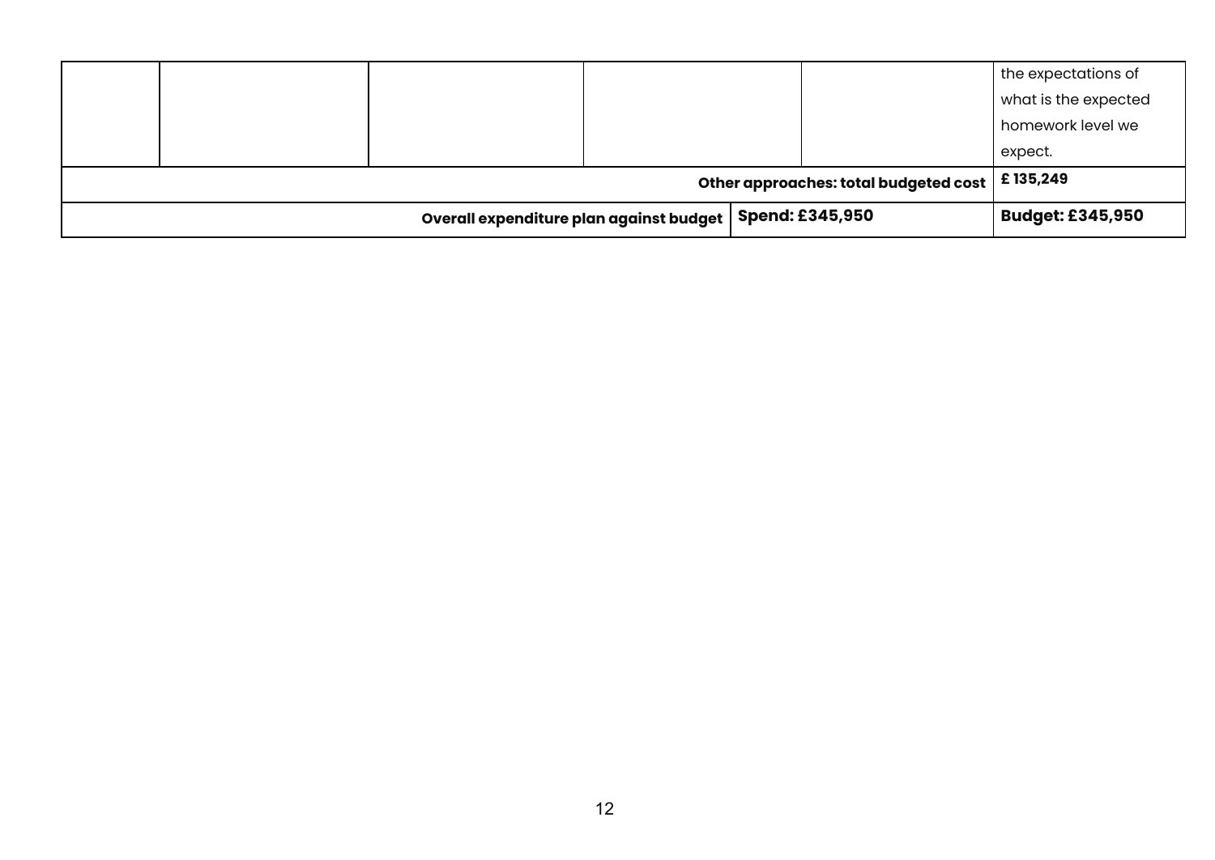| | | | | | |
|---|---|---|---|---|---|
| | | | | | the expectations of what is the expected homework level we expect. |
| | | | | **Other approaches: total budgeted cost** | **£ 135,249** |
| | | | **Overall expenditure plan against budget** | **Spend: £345,950** | **Budget: £345,950** |